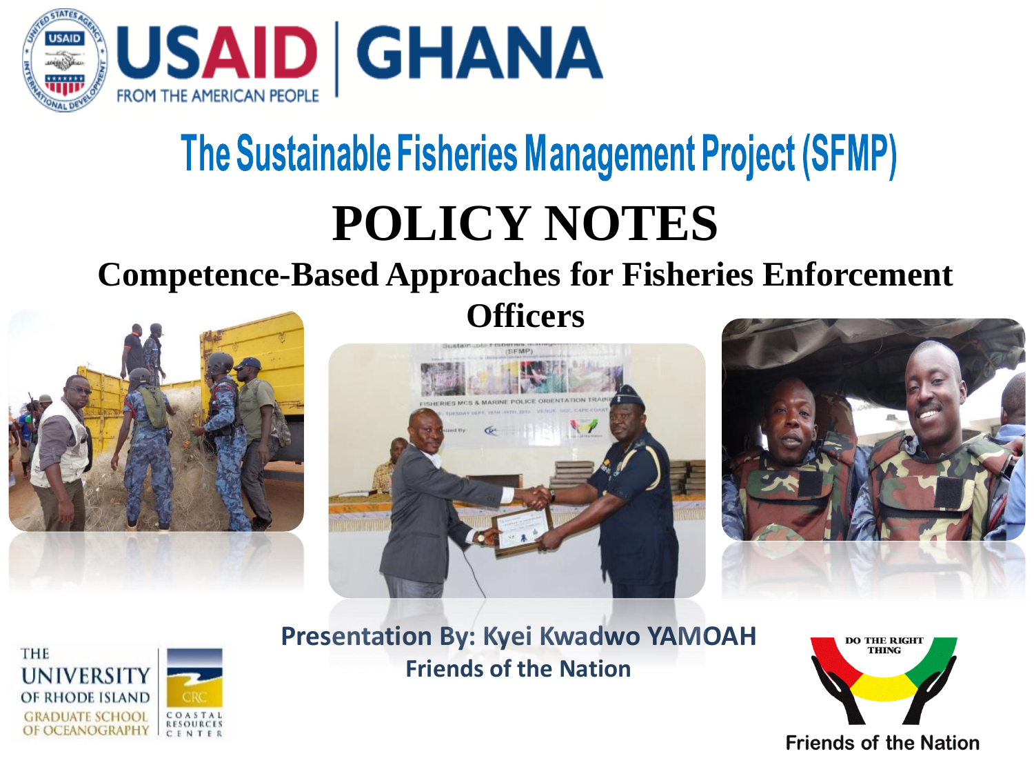# The Sustainable Fisheries Management Project (SFMP)

# POLICY NOTES

## Competence-Based Approaches for Fisheries Enforcement Officers

**Presentation By: Kyei Kwadwo YAMOAH**

**Friends of the Nation**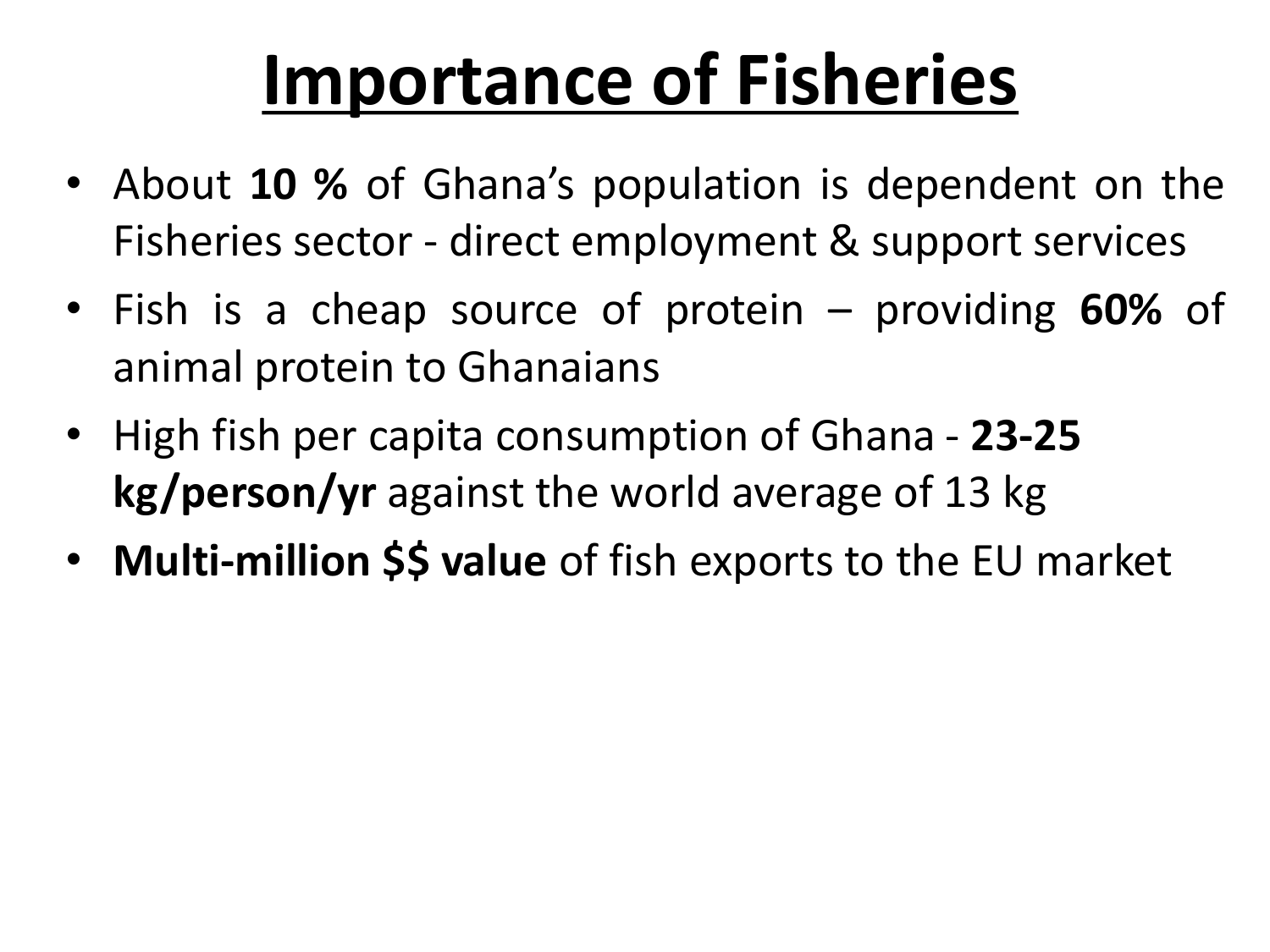# Importance of Fisheries

- About **10 %** of Ghana’s population is dependent on the Fisheries sector - direct employment & support services
- Fish is a cheap source of protein – providing **60%** of animal protein to Ghanaians
- High fish per capita consumption of Ghana - **23-25 kg/person/yr** against the world average of 13 kg
- **Multi-million $$ value** of fish exports to the EU market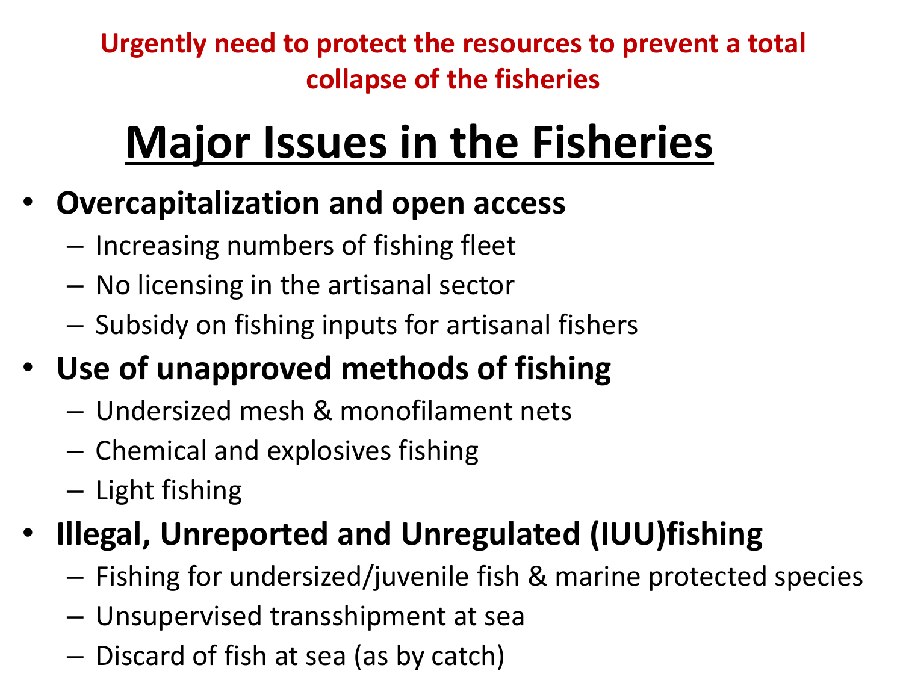**Urgently need to protect the resources to prevent a total collapse of the fisheries**

# Major Issues in the Fisheries

- **Overcapitalization and open access**
  - Increasing numbers of fishing fleet
  - No licensing in the artisanal sector
  - Subsidy on fishing inputs for artisanal fishers
- **Use of unapproved methods of fishing**
  - Undersized mesh & monofilament nets
  - Chemical and explosives fishing
  - Light fishing
- **Illegal, Unreported and Unregulated (IUU)fishing**
  - Fishing for undersized/juvenile fish & marine protected species
  - Unsupervised transshipment at sea
  - Discard of fish at sea (as by catch)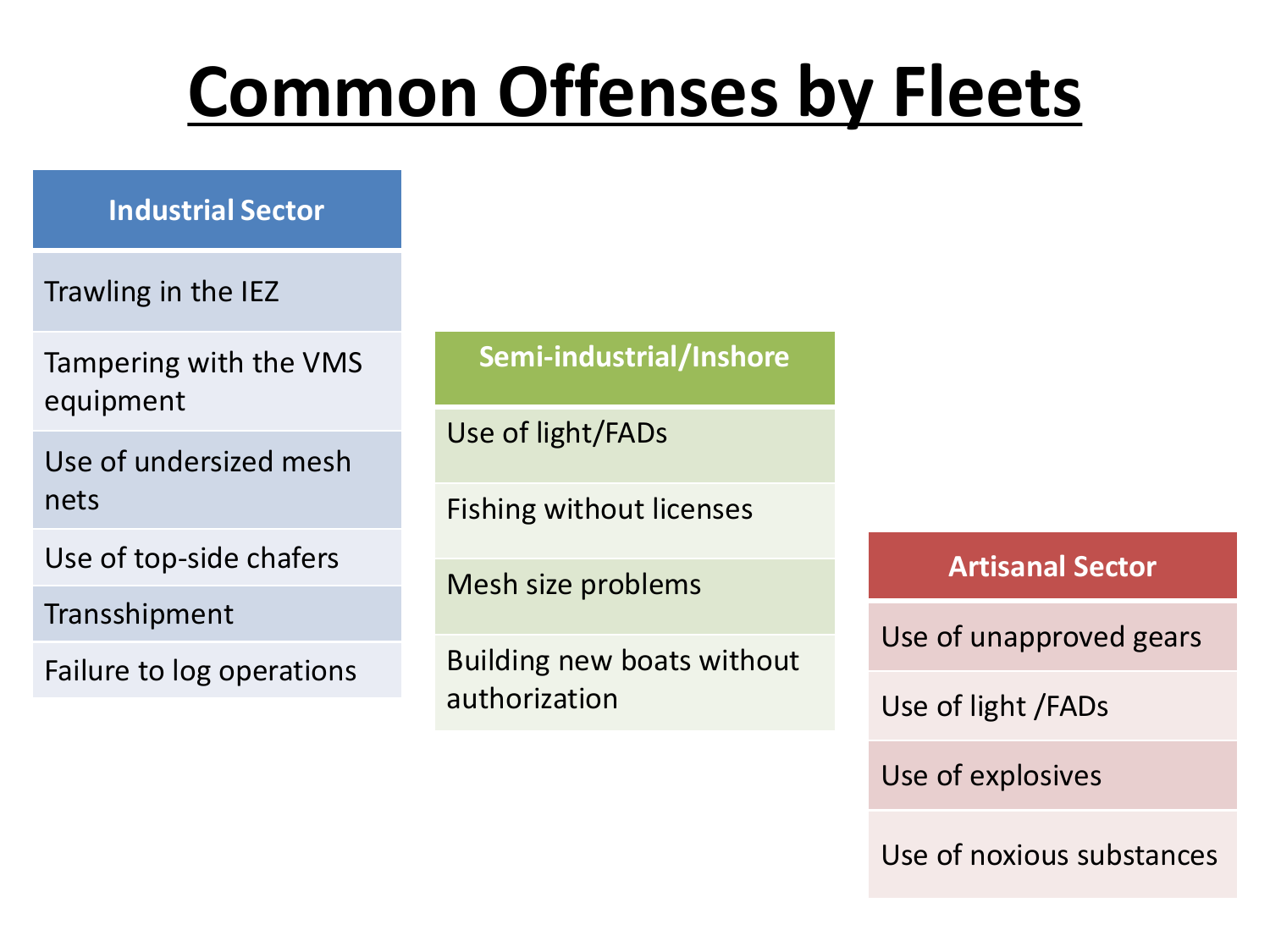# Common Offenses by Fleets

| Industrial Sector |
|---|
| Trawling in the IEZ |
| Tampering with the VMS equipment |
| Use of undersized mesh nets |
| Use of top-side chafers |
| Transshipment |
| Failure to log operations |

| Semi-industrial/Inshore |
|---|
| Use of light/FADs |
| Fishing without licenses |
| Mesh size problems |
| Building new boats without authorization |

| Artisanal Sector |
|---|
| Use of unapproved gears |
| Use of light /FADs |
| Use of explosives |
| Use of noxious substances |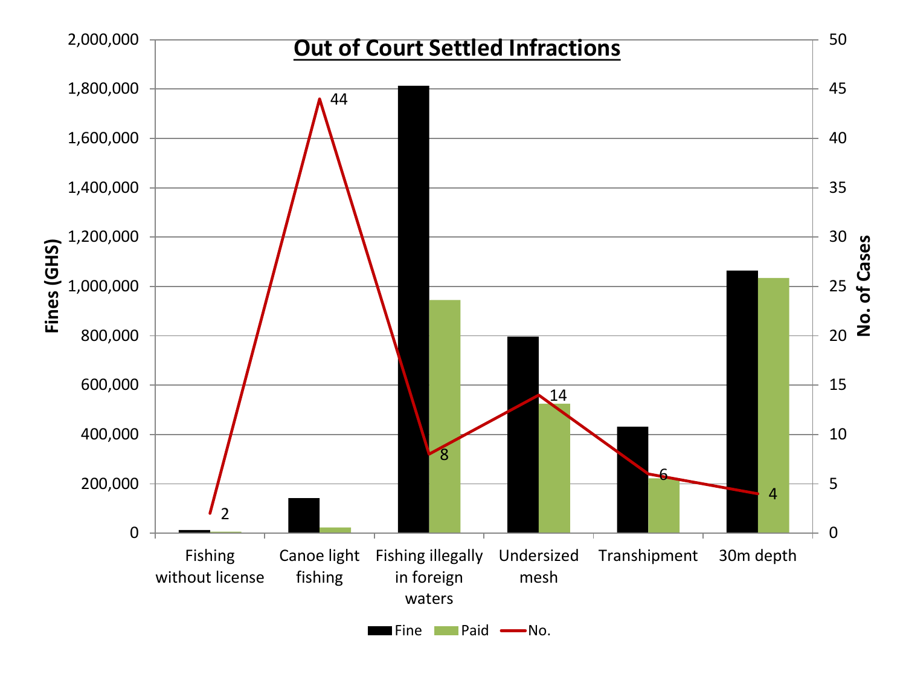**Out of Court Settled Infractions**

Fines (GHS): 0, 200,000, 400,000, 600,000, 800,000, 1,000,000, 1,200,000, 1,400,000, 1,600,000, 1,800,000, 2,000,000

No. of Cases: 0, 5, 10, 15, 20, 25, 30, 35, 40, 45, 50

| Infraction | No. |
| --- | --- |
| Fishing without license | 2 |
| Canoe light fishing | 44 |
| Fishing illegally in foreign waters | 8 |
| Undersized mesh | 14 |
| Transhipment | 6 |
| 30m depth | 4 |

Fine | Paid | No.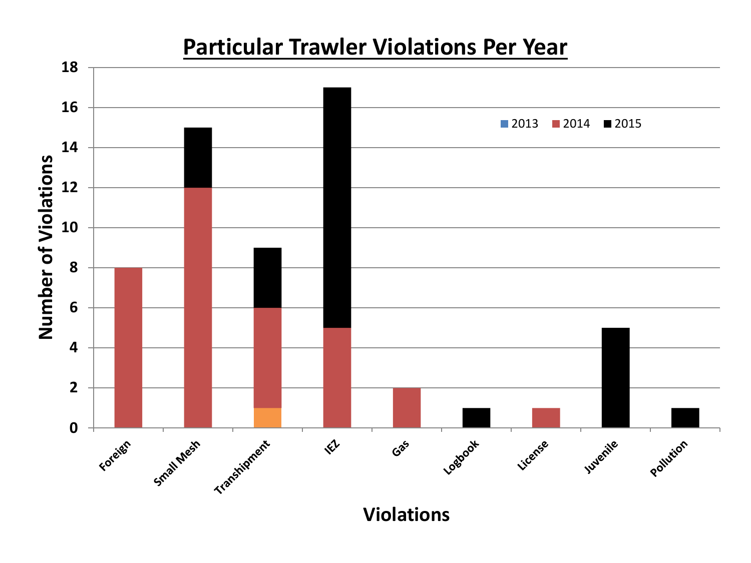# Particular Trawler Violations Per Year

2013 2014 2015

Number of Violations

18
16
14
12
10
8
6
4
2
0

Foreign
Small Mesh
Transhipment
IEZ
Gas
Logbook
License
Juvenile
Pollution

**Violations**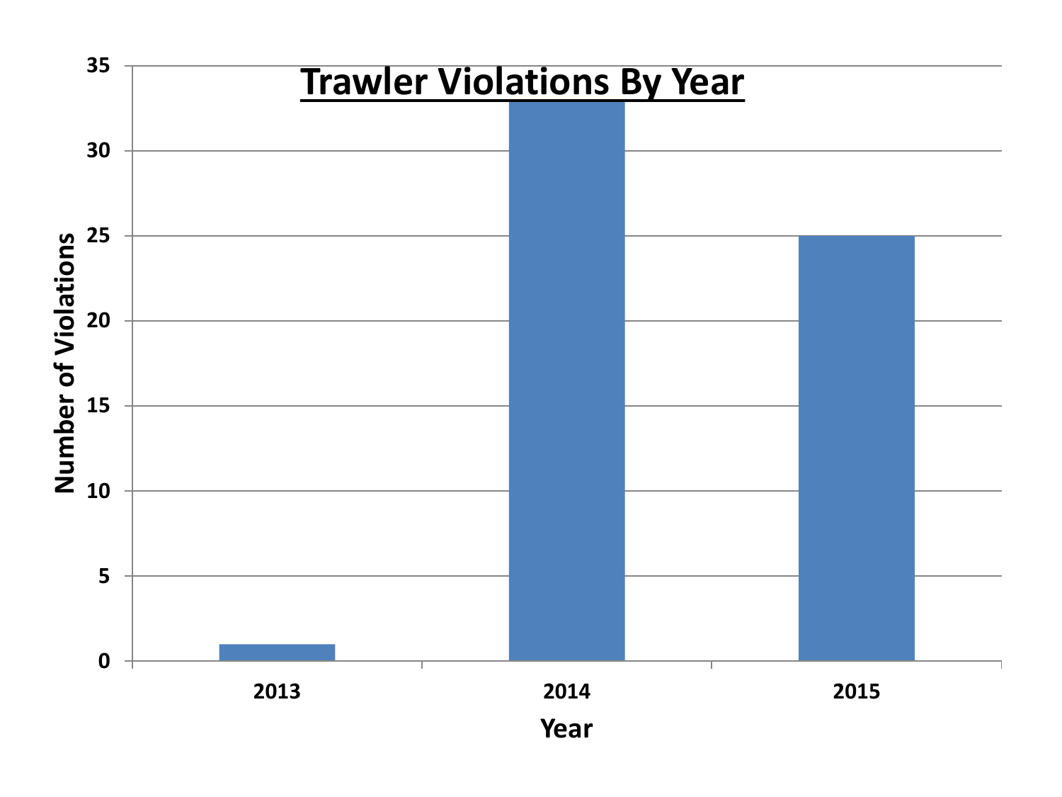## Trawler Violations By Year

| Year | Number of Violations |
|---|---|
| 2013 | 1 |
| 2014 | 33 |
| 2015 | 25 |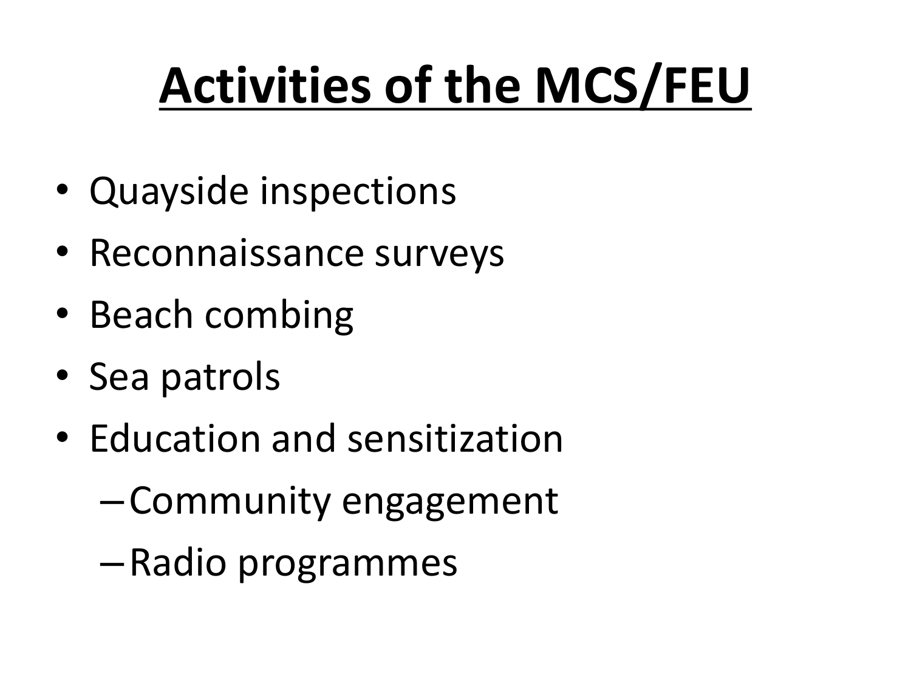# Activities of the MCS/FEU

- Quayside inspections
- Reconnaissance surveys
- Beach combing
- Sea patrols
- Education and sensitization
  - Community engagement
  - Radio programmes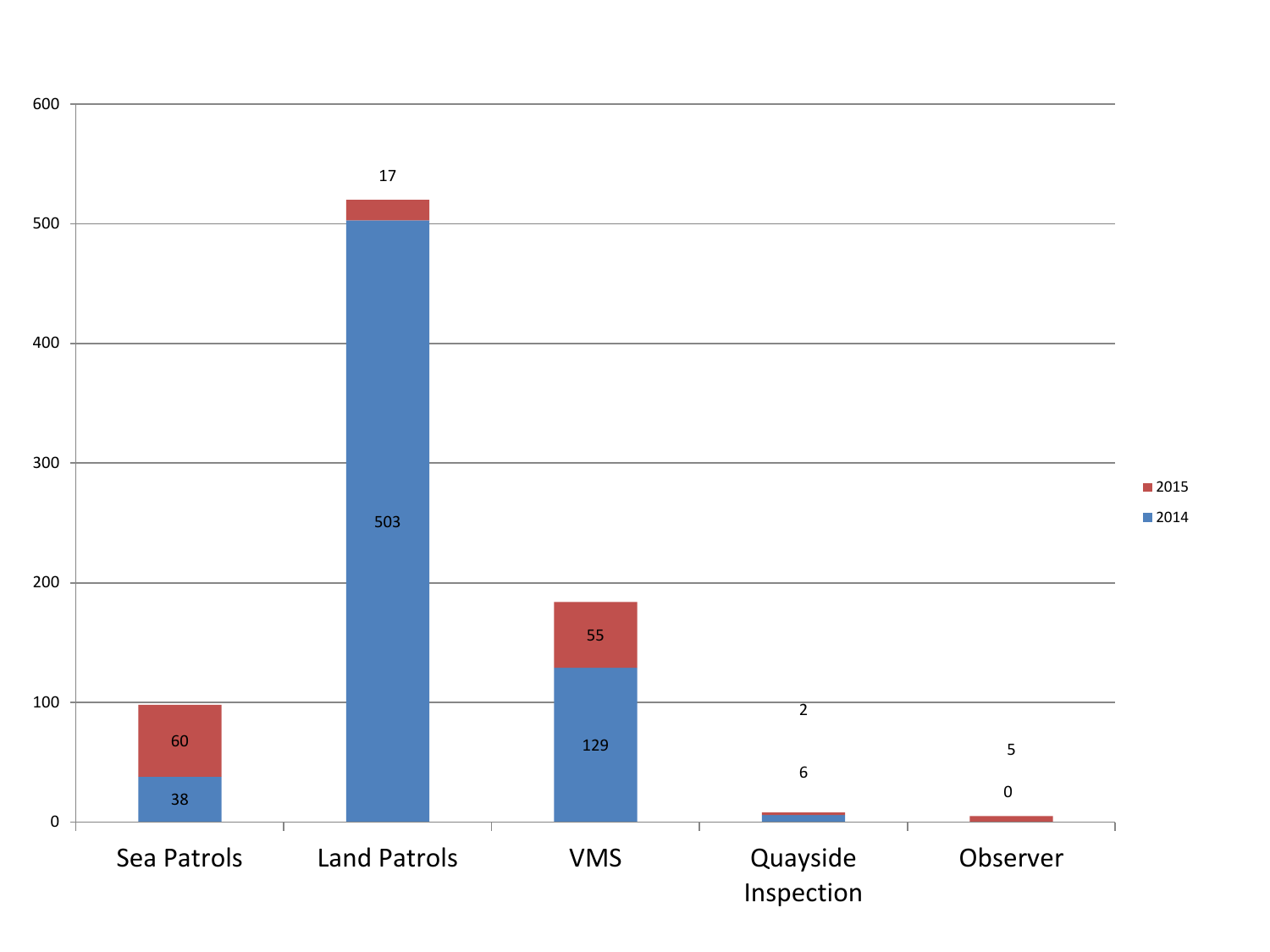| | 2014 | 2015 |
|---|---|---|
| Sea Patrols | 38 | 60 |
| Land Patrols | 503 | 17 |
| VMS | 129 | 55 |
| Quayside Inspection | 6 | 2 |
| Observer | 0 | 5 |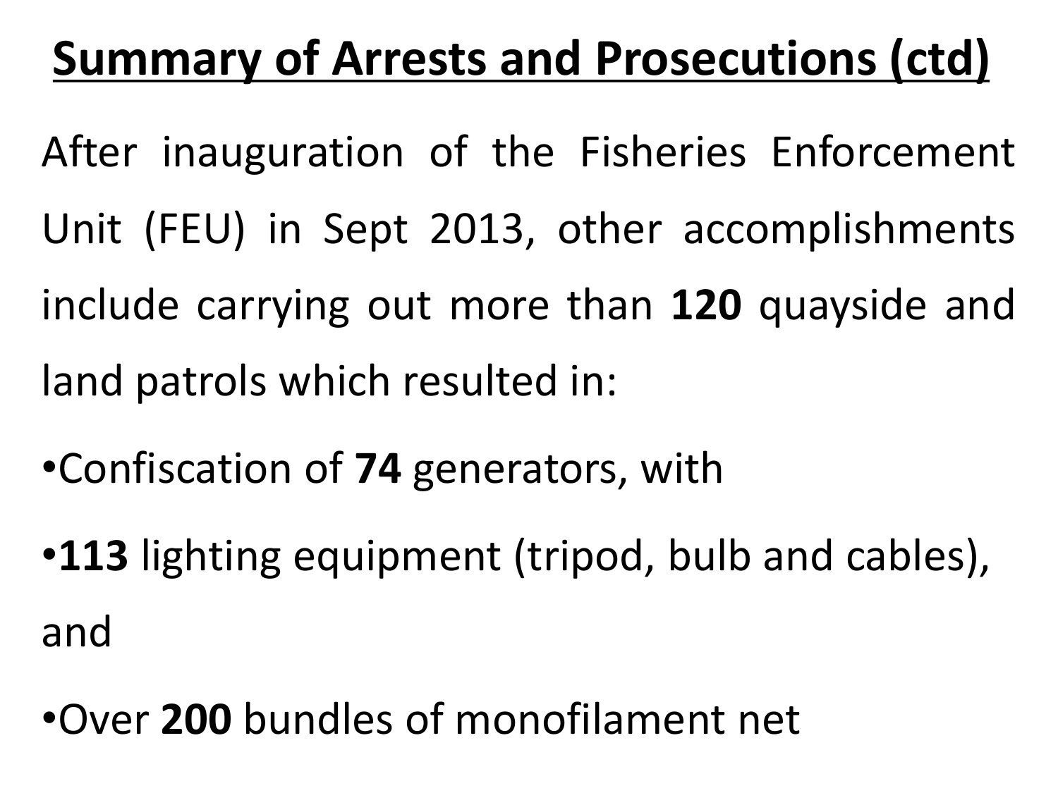# Summary of Arrests and Prosecutions (ctd)

After inauguration of the Fisheries Enforcement Unit (FEU) in Sept 2013, other accomplishments include carrying out more than **120** quayside and land patrols which resulted in:

- Confiscation of **74** generators, with
- **113** lighting equipment (tripod, bulb and cables), and
- Over **200** bundles of monofilament net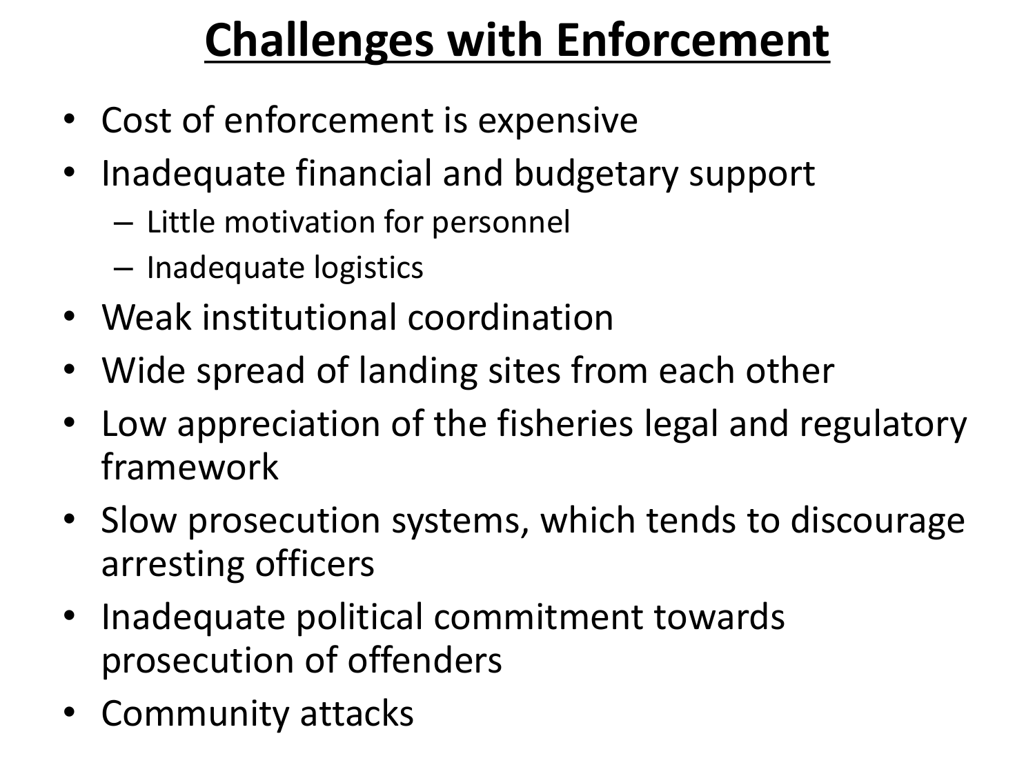# Challenges with Enforcement

- Cost of enforcement is expensive
- Inadequate financial and budgetary support
  - Little motivation for personnel
  - Inadequate logistics
- Weak institutional coordination
- Wide spread of landing sites from each other
- Low appreciation of the fisheries legal and regulatory framework
- Slow prosecution systems, which tends to discourage arresting officers
- Inadequate political commitment towards prosecution of offenders
- Community attacks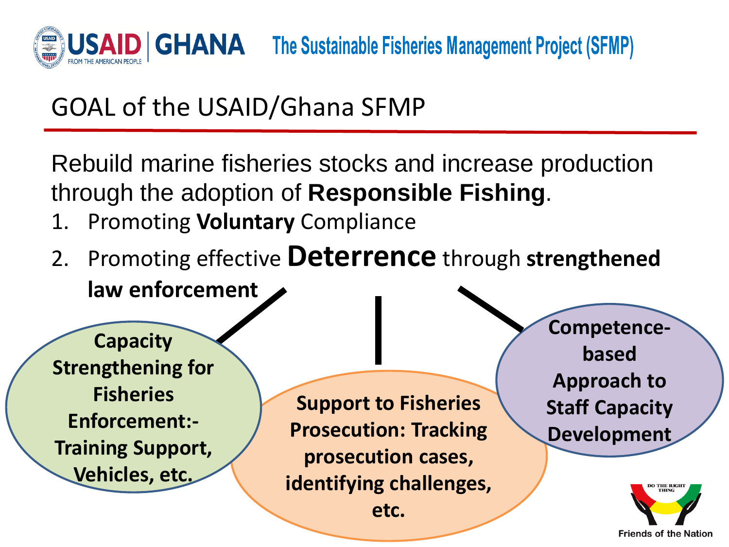# GOAL of the USAID/Ghana SFMP

Rebuild marine fisheries stocks and increase production through the adoption of **Responsible Fishing**.

1. Promoting **Voluntary** Compliance
2. Promoting effective **Deterrence** through **strengthened law enforcement**

**Capacity Strengthening for Fisheries Enforcement:- Training Support, Vehicles, etc.**

**Support to Fisheries Prosecution: Tracking prosecution cases, identifying challenges, etc.**

**Competence-based Approach to Staff Capacity Development**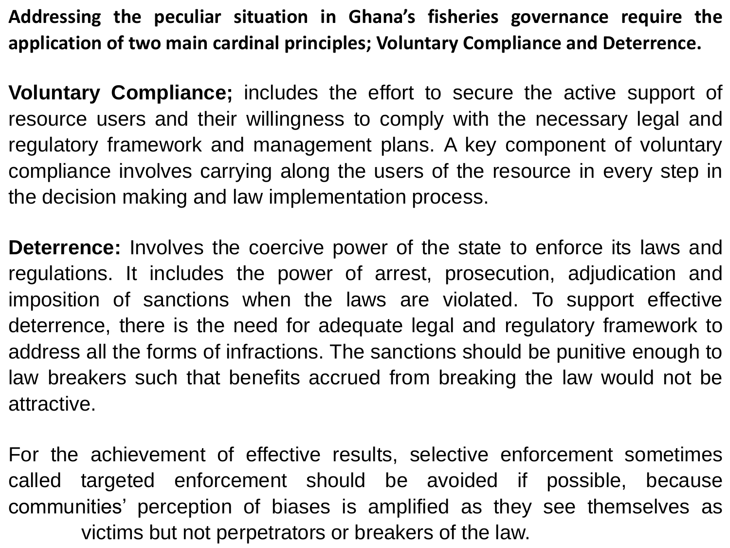**Addressing the peculiar situation in Ghana's fisheries governance require the application of two main cardinal principles; Voluntary Compliance and Deterrence.**

**Voluntary Compliance;** includes the effort to secure the active support of resource users and their willingness to comply with the necessary legal and regulatory framework and management plans. A key component of voluntary compliance involves carrying along the users of the resource in every step in the decision making and law implementation process.

**Deterrence:** Involves the coercive power of the state to enforce its laws and regulations. It includes the power of arrest, prosecution, adjudication and imposition of sanctions when the laws are violated. To support effective deterrence, there is the need for adequate legal and regulatory framework to address all the forms of infractions. The sanctions should be punitive enough to law breakers such that benefits accrued from breaking the law would not be attractive.

For the achievement of effective results, selective enforcement sometimes called targeted enforcement should be avoided if possible, because communities' perception of biases is amplified as they see themselves as victims but not perpetrators or breakers of the law.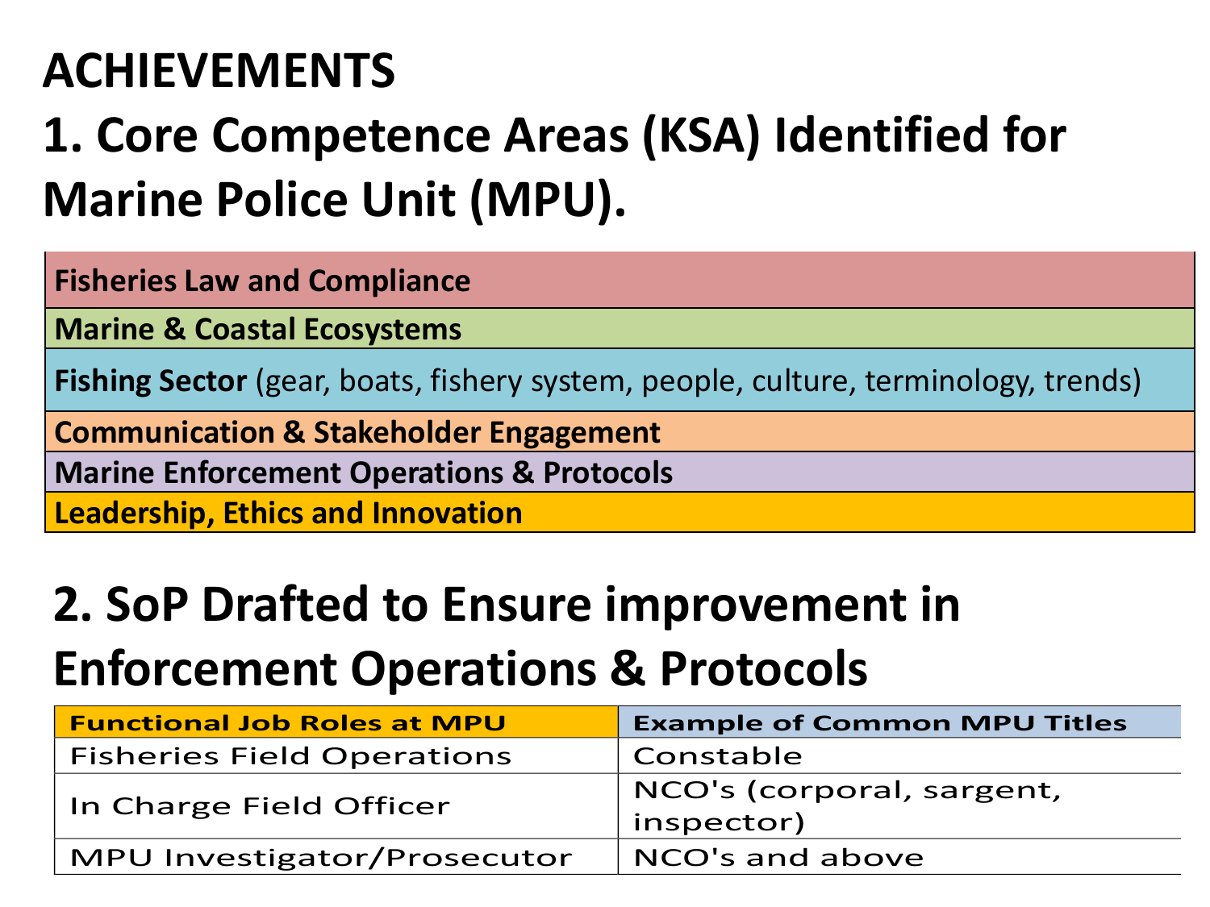# ACHIEVEMENTS

## 1. Core Competence Areas (KSA) Identified for Marine Police Unit (MPU).

| |
|---|
| **Fisheries Law and Compliance** |
| **Marine & Coastal Ecosystems** |
| **Fishing Sector** (gear, boats, fishery system, people, culture, terminology, trends) |
| **Communication & Stakeholder Engagement** |
| **Marine Enforcement Operations & Protocols** |
| **Leadership, Ethics and Innovation** |

## 2. SoP Drafted to Ensure improvement in Enforcement Operations & Protocols

| Functional Job Roles at MPU | Example of Common MPU Titles |
|---|---|
| Fisheries Field Operations | Constable |
| In Charge Field Officer | NCO's (corporal, sargent, inspector) |
| MPU Investigator/Prosecutor | NCO's and above |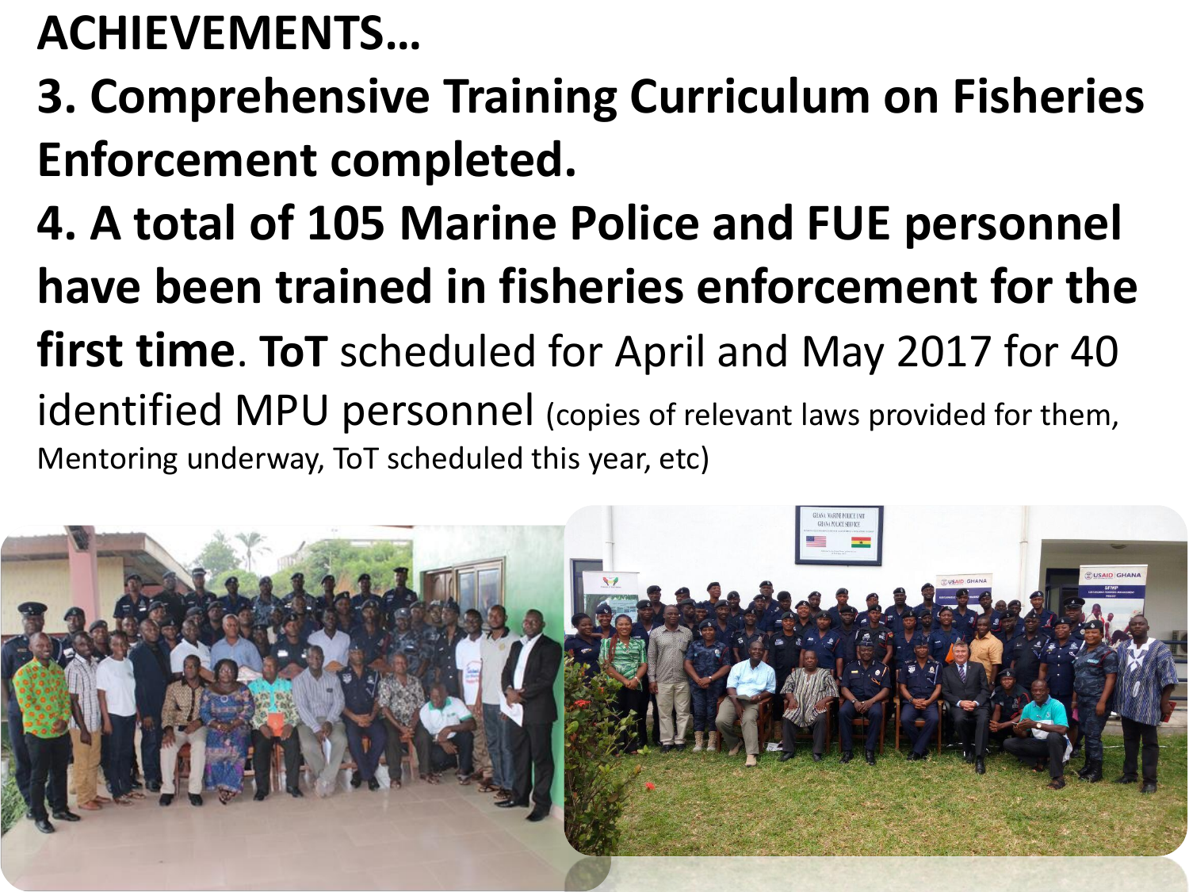# ACHIEVEMENTS…

**3. Comprehensive Training Curriculum on Fisheries Enforcement completed.**

**4. A total of 105 Marine Police and FUE personnel have been trained in fisheries enforcement for the first time**. **ToT** scheduled for April and May 2017 for 40 identified MPU personnel (copies of relevant laws provided for them, Mentoring underway, ToT scheduled this year, etc)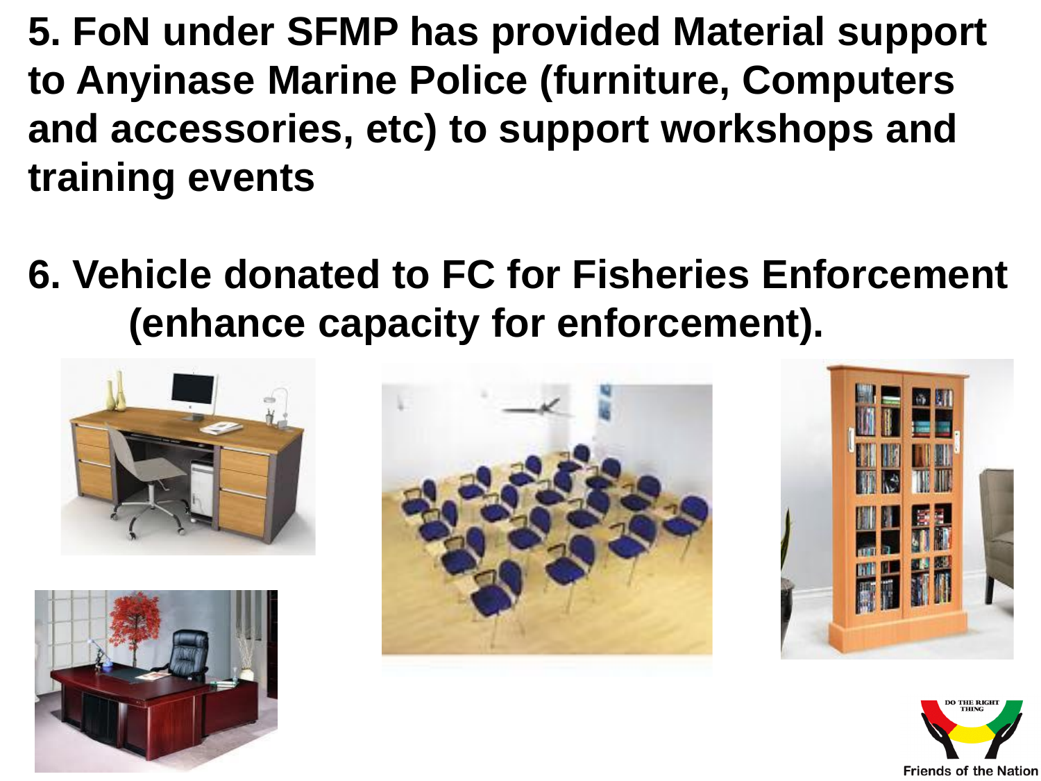5. **FoN under SFMP has provided Material support to Anyinase Marine Police (furniture, Computers and accessories, etc) to support workshops and training events**

6. **Vehicle donated to FC for Fisheries Enforcement (enhance capacity for enforcement).**

DO THE RIGHT THING

Friends of the Nation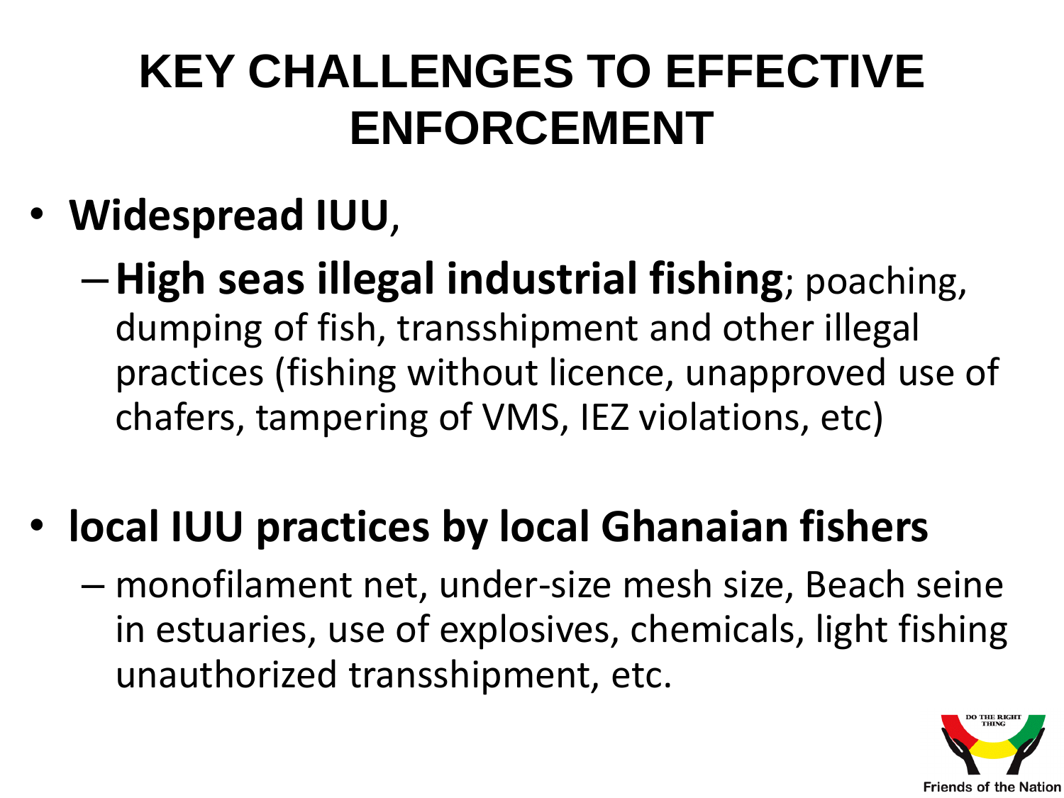# KEY CHALLENGES TO EFFECTIVE ENFORCEMENT

- **Widespread IUU**,
  - **High seas illegal industrial fishing**; poaching, dumping of fish, transshipment and other illegal practices (fishing without licence, unapproved use of chafers, tampering of VMS, IEZ violations, etc)

- **local IUU practices by local Ghanaian fishers**
  - monofilament net, under-size mesh size, Beach seine in estuaries, use of explosives, chemicals, light fishing unauthorized transshipment, etc.

DO THE RIGHT THING

Friends of the Nation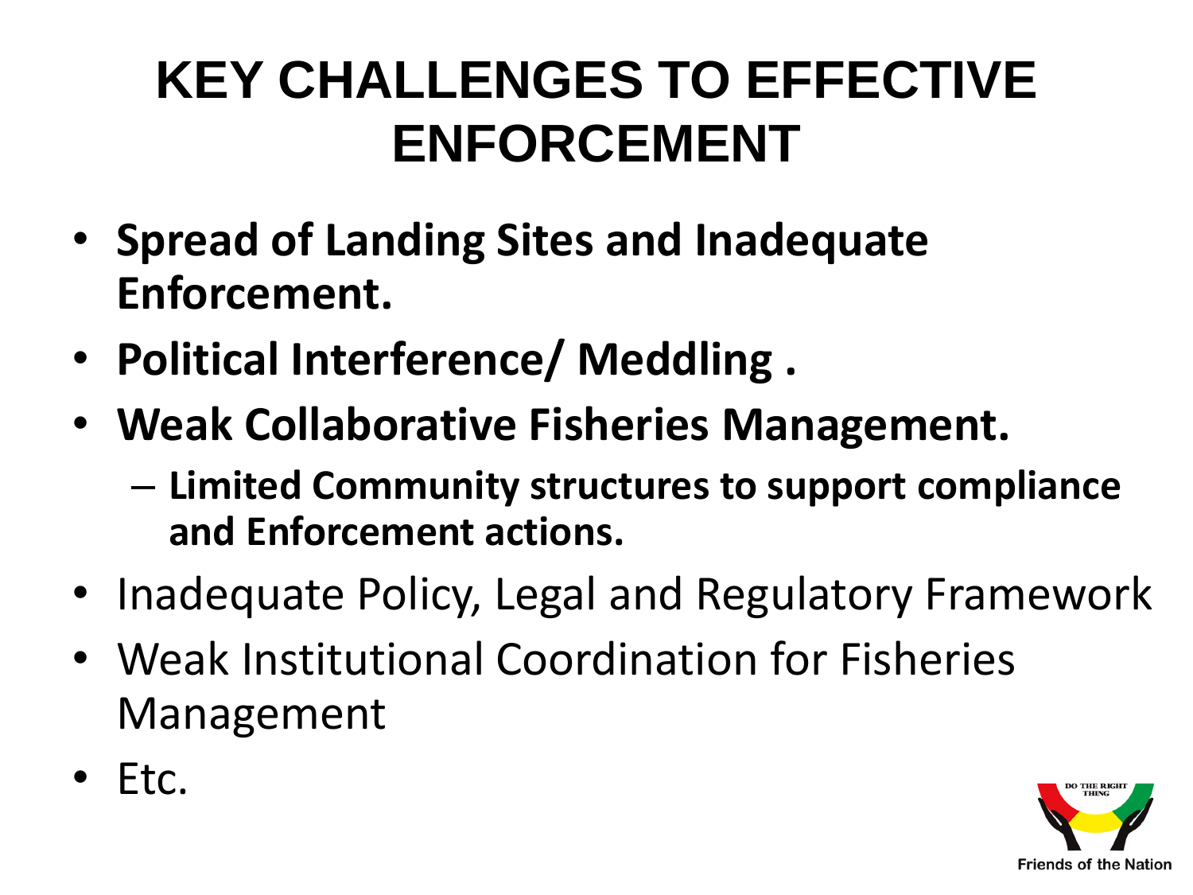# KEY CHALLENGES TO EFFECTIVE ENFORCEMENT

- **Spread of Landing Sites and Inadequate Enforcement.**
- **Political Interference/ Meddling .**
- **Weak Collaborative Fisheries Management.**
  - **Limited Community structures to support compliance and Enforcement actions.**
- Inadequate Policy, Legal and Regulatory Framework
- Weak Institutional Coordination for Fisheries Management
- Etc.

DO THE RIGHT THING

Friends of the Nation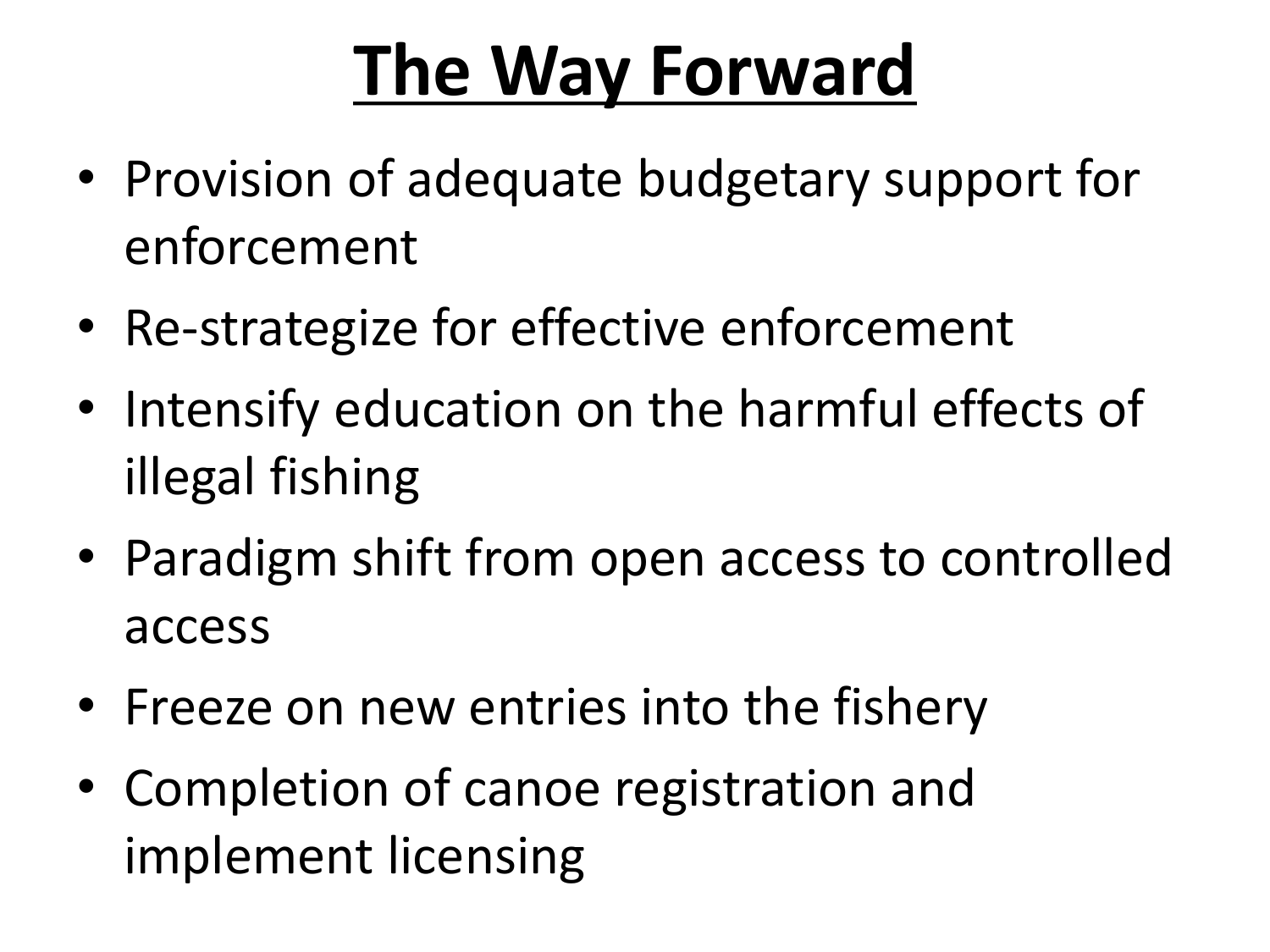# The Way Forward

- Provision of adequate budgetary support for enforcement
- Re-strategize for effective enforcement
- Intensify education on the harmful effects of illegal fishing
- Paradigm shift from open access to controlled access
- Freeze on new entries into the fishery
- Completion of canoe registration and implement licensing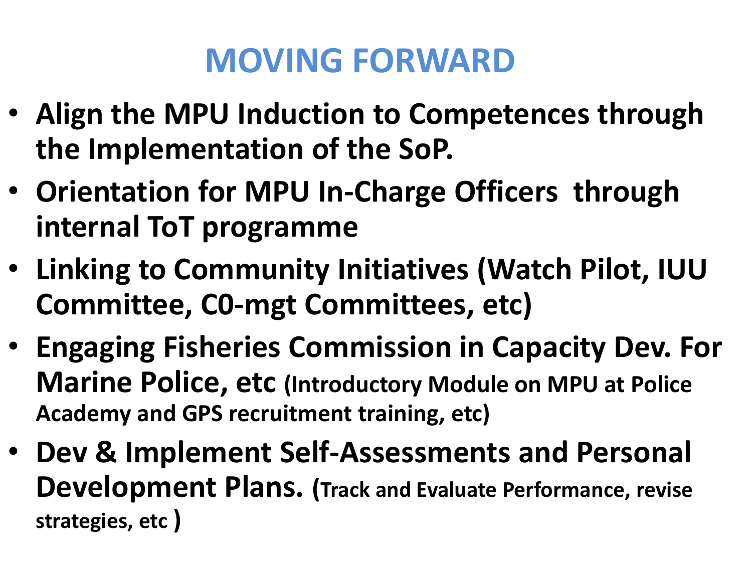# MOVING FORWARD

- **Align the MPU Induction to Competences through the Implementation of the SoP.**
- **Orientation for MPU In-Charge Officers through internal ToT programme**
- **Linking to Community Initiatives (Watch Pilot, IUU Committee, C0-mgt Committees, etc)**
- **Engaging Fisheries Commission in Capacity Dev. For Marine Police, etc (Introductory Module on MPU at Police Academy and GPS recruitment training, etc)**
- **Dev & Implement Self-Assessments and Personal Development Plans. (Track and Evaluate Performance, revise strategies, etc )**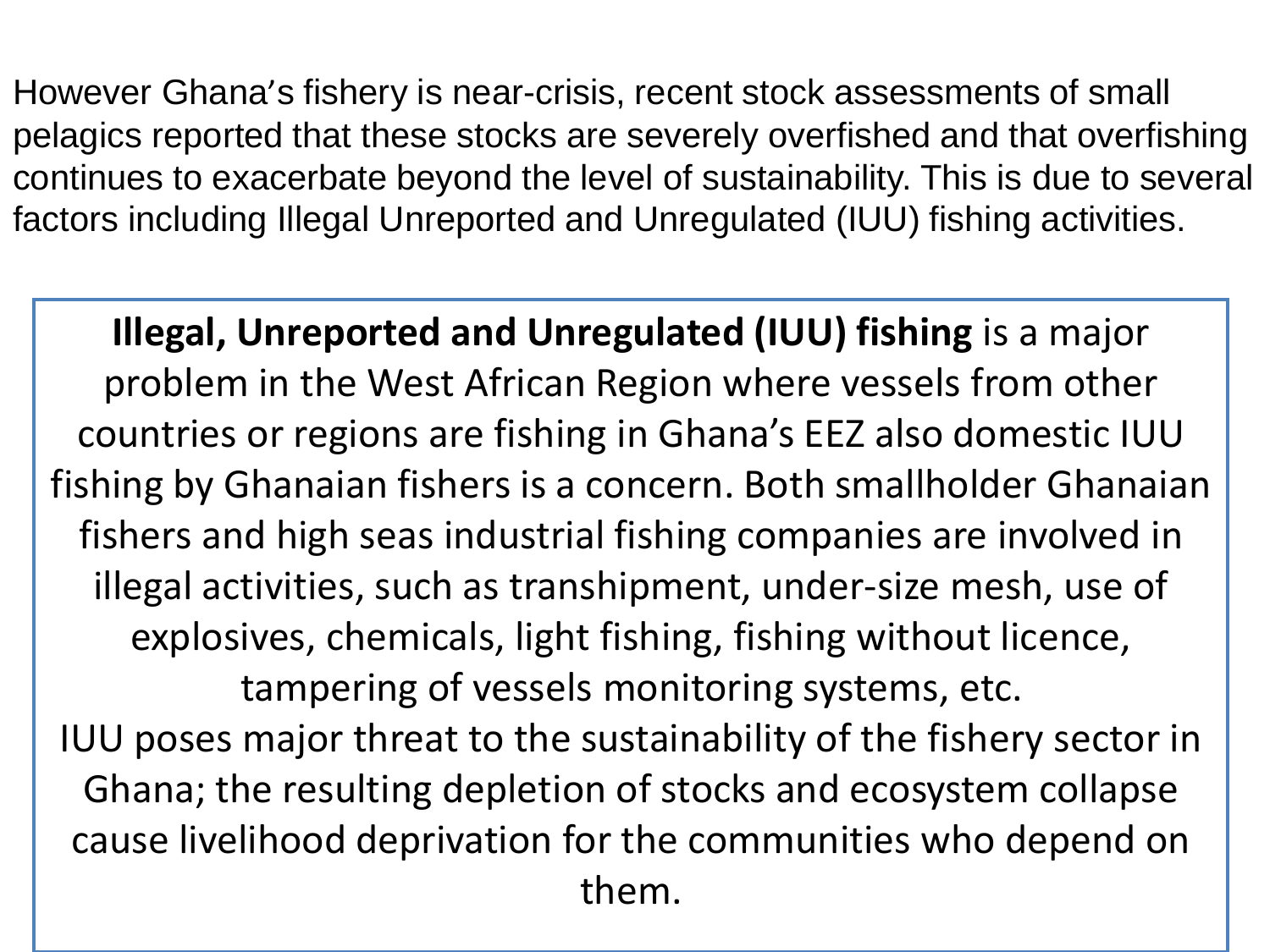However Ghana's fishery is near-crisis, recent stock assessments of small pelagics reported that these stocks are severely overfished and that overfishing continues to exacerbate beyond the level of sustainability. This is due to several factors including Illegal Unreported and Unregulated (IUU) fishing activities.

**Illegal, Unreported and Unregulated (IUU) fishing** is a major problem in the West African Region where vessels from other countries or regions are fishing in Ghana's EEZ also domestic IUU fishing by Ghanaian fishers is a concern. Both smallholder Ghanaian fishers and high seas industrial fishing companies are involved in illegal activities, such as transhipment, under-size mesh, use of explosives, chemicals, light fishing, fishing without licence, tampering of vessels monitoring systems, etc.

IUU poses major threat to the sustainability of the fishery sector in Ghana; the resulting depletion of stocks and ecosystem collapse cause livelihood deprivation for the communities who depend on them.